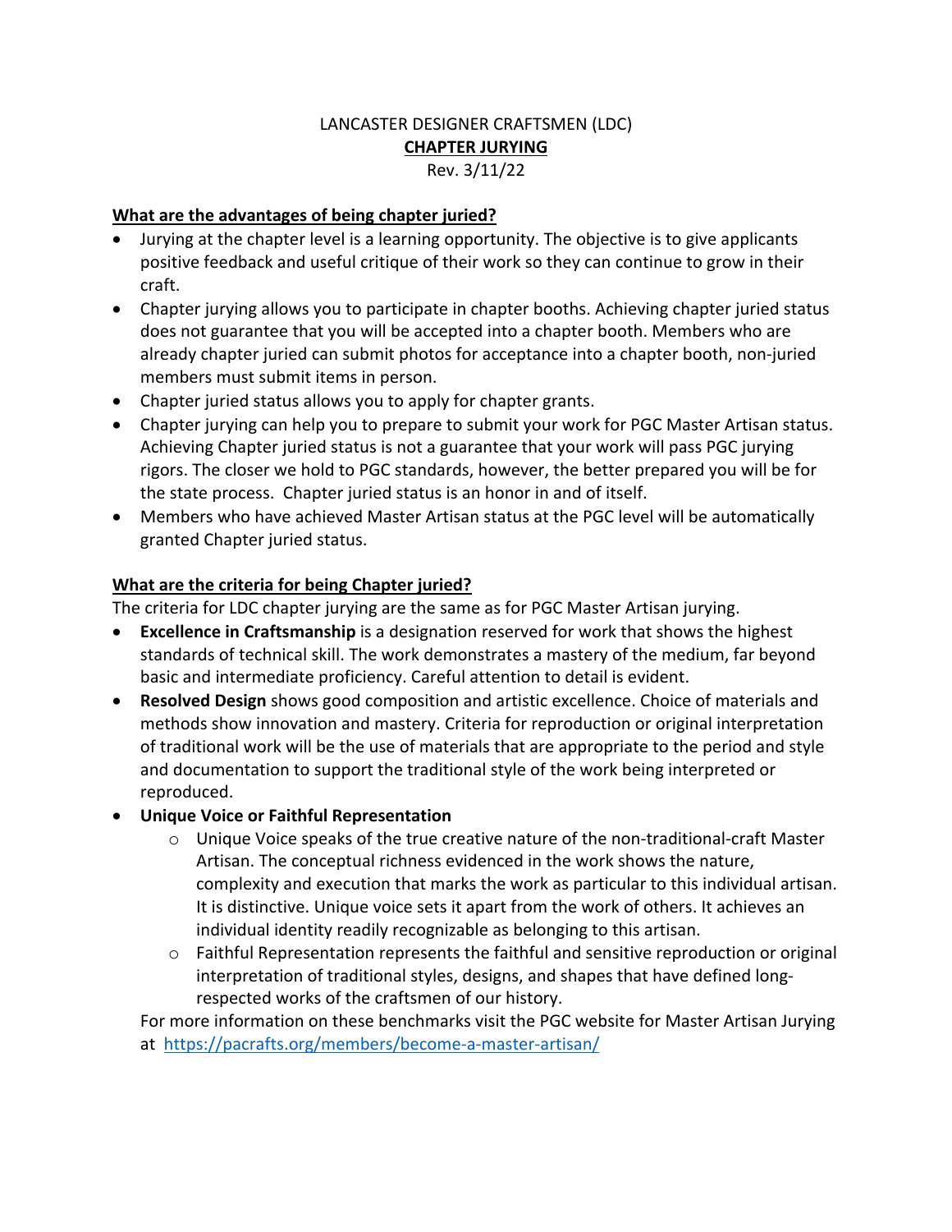# LANCASTER DESIGNER CRAFTSMEN (LDC)

## CHAPTER JURYING

Rev. 3/11/22

**What are the advantages of being chapter juried?**

- Jurying at the chapter level is a learning opportunity. The objective is to give applicants positive feedback and useful critique of their work so they can continue to grow in their craft.
- Chapter jurying allows you to participate in chapter booths. Achieving chapter juried status does not guarantee that you will be accepted into a chapter booth. Members who are already chapter juried can submit photos for acceptance into a chapter booth, non-juried members must submit items in person.
- Chapter juried status allows you to apply for chapter grants.
- Chapter jurying can help you to prepare to submit your work for PGC Master Artisan status. Achieving Chapter juried status is not a guarantee that your work will pass PGC jurying rigors. The closer we hold to PGC standards, however, the better prepared you will be for the state process. Chapter juried status is an honor in and of itself.
- Members who have achieved Master Artisan status at the PGC level will be automatically granted Chapter juried status.

**What are the criteria for being Chapter juried?**

The criteria for LDC chapter jurying are the same as for PGC Master Artisan jurying.

- **Excellence in Craftsmanship** is a designation reserved for work that shows the highest standards of technical skill. The work demonstrates a mastery of the medium, far beyond basic and intermediate proficiency. Careful attention to detail is evident.
- **Resolved Design** shows good composition and artistic excellence. Choice of materials and methods show innovation and mastery. Criteria for reproduction or original interpretation of traditional work will be the use of materials that are appropriate to the period and style and documentation to support the traditional style of the work being interpreted or reproduced.
- **Unique Voice or Faithful Representation**
  - Unique Voice speaks of the true creative nature of the non-traditional-craft Master Artisan. The conceptual richness evidenced in the work shows the nature, complexity and execution that marks the work as particular to this individual artisan. It is distinctive. Unique voice sets it apart from the work of others. It achieves an individual identity readily recognizable as belonging to this artisan.
  - Faithful Representation represents the faithful and sensitive reproduction or original interpretation of traditional styles, designs, and shapes that have defined long-respected works of the craftsmen of our history.

  For more information on these benchmarks visit the PGC website for Master Artisan Jurying at [https://pacrafts.org/members/become-a-master-artisan/](https://pacrafts.org/members/become-a-master-artisan/)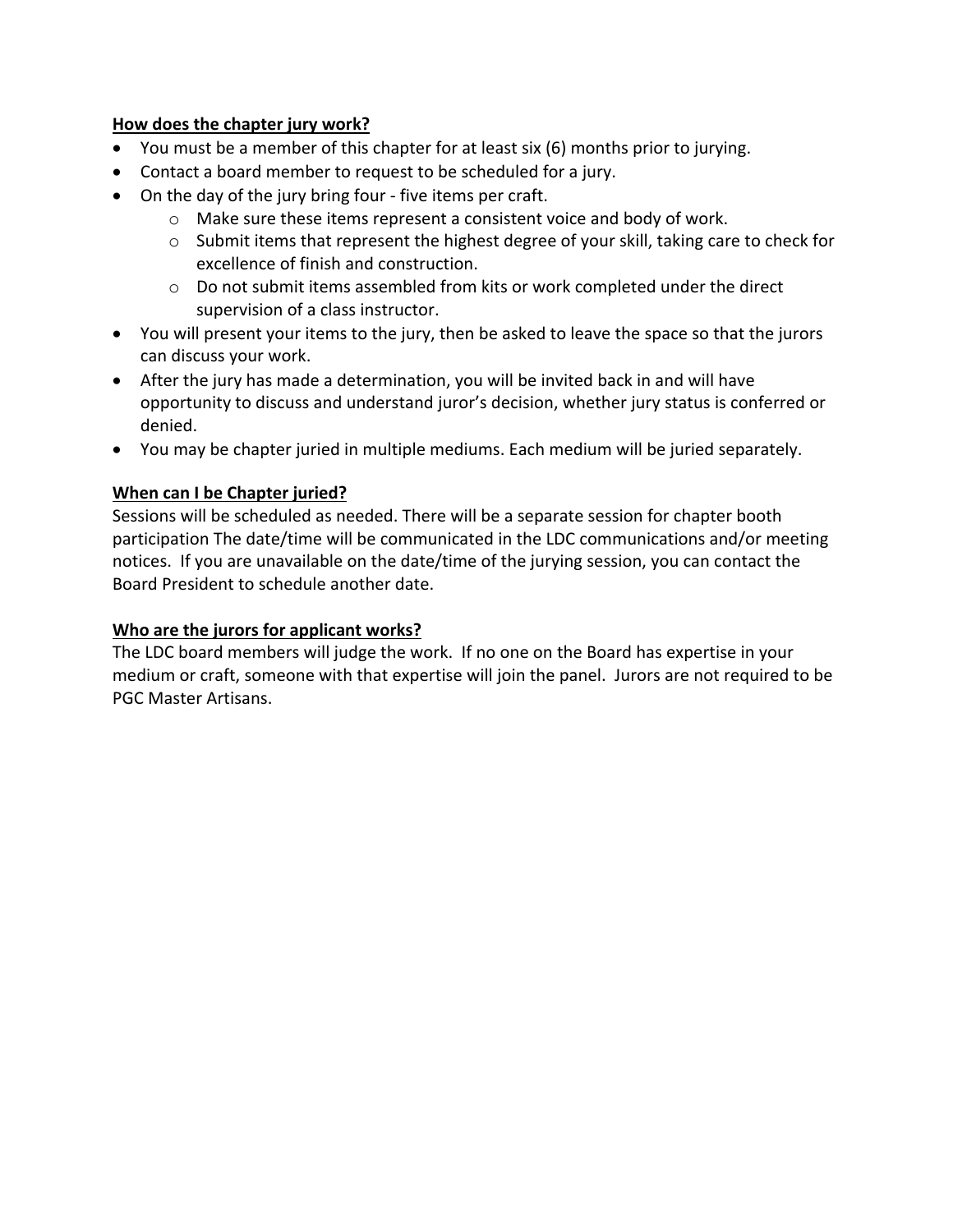**How does the chapter jury work?**

- You must be a member of this chapter for at least six (6) months prior to jurying.
- Contact a board member to request to be scheduled for a jury.
- On the day of the jury bring four - five items per craft.
  - Make sure these items represent a consistent voice and body of work.
  - Submit items that represent the highest degree of your skill, taking care to check for excellence of finish and construction.
  - Do not submit items assembled from kits or work completed under the direct supervision of a class instructor.
- You will present your items to the jury, then be asked to leave the space so that the jurors can discuss your work.
- After the jury has made a determination, you will be invited back in and will have opportunity to discuss and understand juror's decision, whether jury status is conferred or denied.
- You may be chapter juried in multiple mediums. Each medium will be juried separately.

**When can I be Chapter juried?**

Sessions will be scheduled as needed. There will be a separate session for chapter booth participation The date/time will be communicated in the LDC communications and/or meeting notices. If you are unavailable on the date/time of the jurying session, you can contact the Board President to schedule another date.

**Who are the jurors for applicant works?**

The LDC board members will judge the work. If no one on the Board has expertise in your medium or craft, someone with that expertise will join the panel. Jurors are not required to be PGC Master Artisans.